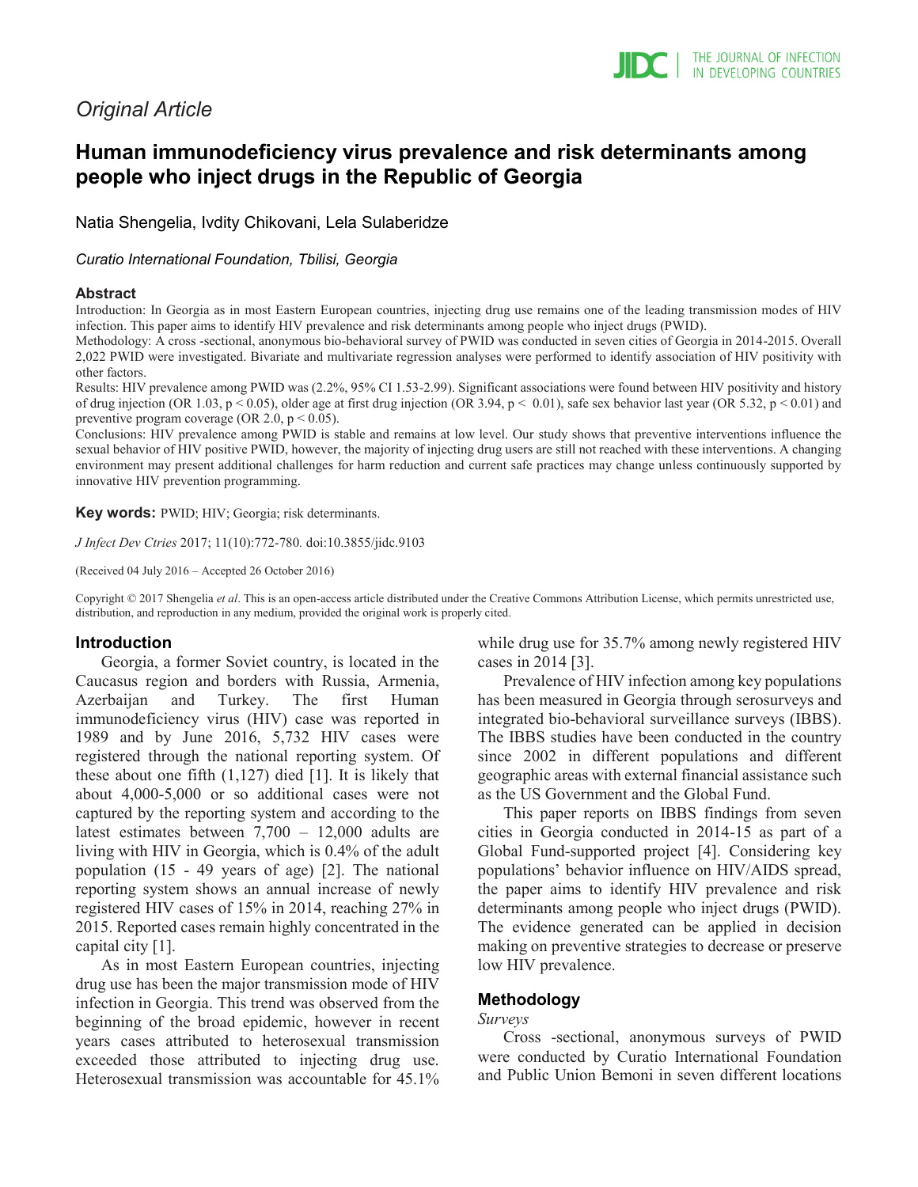*Original Article*

# Human immunodeficiency virus prevalence and risk determinants among people who inject drugs in the Republic of Georgia

Natia Shengelia, Ivdity Chikovani, Lela Sulaberidze

*Curatio International Foundation, Tbilisi, Georgia*

## Abstract

Introduction: In Georgia as in most Eastern European countries, injecting drug use remains one of the leading transmission modes of HIV infection. This paper aims to identify HIV prevalence and risk determinants among people who inject drugs (PWID).

Methodology: A cross -sectional, anonymous bio-behavioral survey of PWID was conducted in seven cities of Georgia in 2014-2015. Overall 2,022 PWID were investigated. Bivariate and multivariate regression analyses were performed to identify association of HIV positivity with other factors.

Results: HIV prevalence among PWID was (2.2%, 95% CI 1.53-2.99). Significant associations were found between HIV positivity and history of drug injection (OR 1.03, $p < 0.05$), older age at first drug injection (OR 3.94, $p < 0.01$), safe sex behavior last year (OR 5.32, $p < 0.01$) and preventive program coverage (OR 2.0, $p < 0.05$).

Conclusions: HIV prevalence among PWID is stable and remains at low level. Our study shows that preventive interventions influence the sexual behavior of HIV positive PWID, however, the majority of injecting drug users are still not reached with these interventions. A changing environment may present additional challenges for harm reduction and current safe practices may change unless continuously supported by innovative HIV prevention programming.

**Key words:** PWID; HIV; Georgia; risk determinants.

*J Infect Dev Ctries* 2017; 11(10):772-780. doi:10.3855/jidc.9103

(Received 04 July 2016 – Accepted 26 October 2016)

Copyright © 2017 Shengelia *et al*. This is an open-access article distributed under the Creative Commons Attribution License, which permits unrestricted use, distribution, and reproduction in any medium, provided the original work is properly cited.

## Introduction

Georgia, a former Soviet country, is located in the Caucasus region and borders with Russia, Armenia, Azerbaijan and Turkey. The first Human immunodeficiency virus (HIV) case was reported in 1989 and by June 2016, 5,732 HIV cases were registered through the national reporting system. Of these about one fifth (1,127) died [1]. It is likely that about 4,000-5,000 or so additional cases were not captured by the reporting system and according to the latest estimates between 7,700 – 12,000 adults are living with HIV in Georgia, which is 0.4% of the adult population (15 - 49 years of age) [2]. The national reporting system shows an annual increase of newly registered HIV cases of 15% in 2014, reaching 27% in 2015. Reported cases remain highly concentrated in the capital city [1].

As in most Eastern European countries, injecting drug use has been the major transmission mode of HIV infection in Georgia. This trend was observed from the beginning of the broad epidemic, however in recent years cases attributed to heterosexual transmission exceeded those attributed to injecting drug use. Heterosexual transmission was accountable for 45.1% while drug use for 35.7% among newly registered HIV cases in 2014 [3].

Prevalence of HIV infection among key populations has been measured in Georgia through serosurveys and integrated bio-behavioral surveillance surveys (IBBS). The IBBS studies have been conducted in the country since 2002 in different populations and different geographic areas with external financial assistance such as the US Government and the Global Fund.

This paper reports on IBBS findings from seven cities in Georgia conducted in 2014-15 as part of a Global Fund-supported project [4]. Considering key populations' behavior influence on HIV/AIDS spread, the paper aims to identify HIV prevalence and risk determinants among people who inject drugs (PWID). The evidence generated can be applied in decision making on preventive strategies to decrease or preserve low HIV prevalence.

## Methodology

*Surveys*

Cross -sectional, anonymous surveys of PWID were conducted by Curatio International Foundation and Public Union Bemoni in seven different locations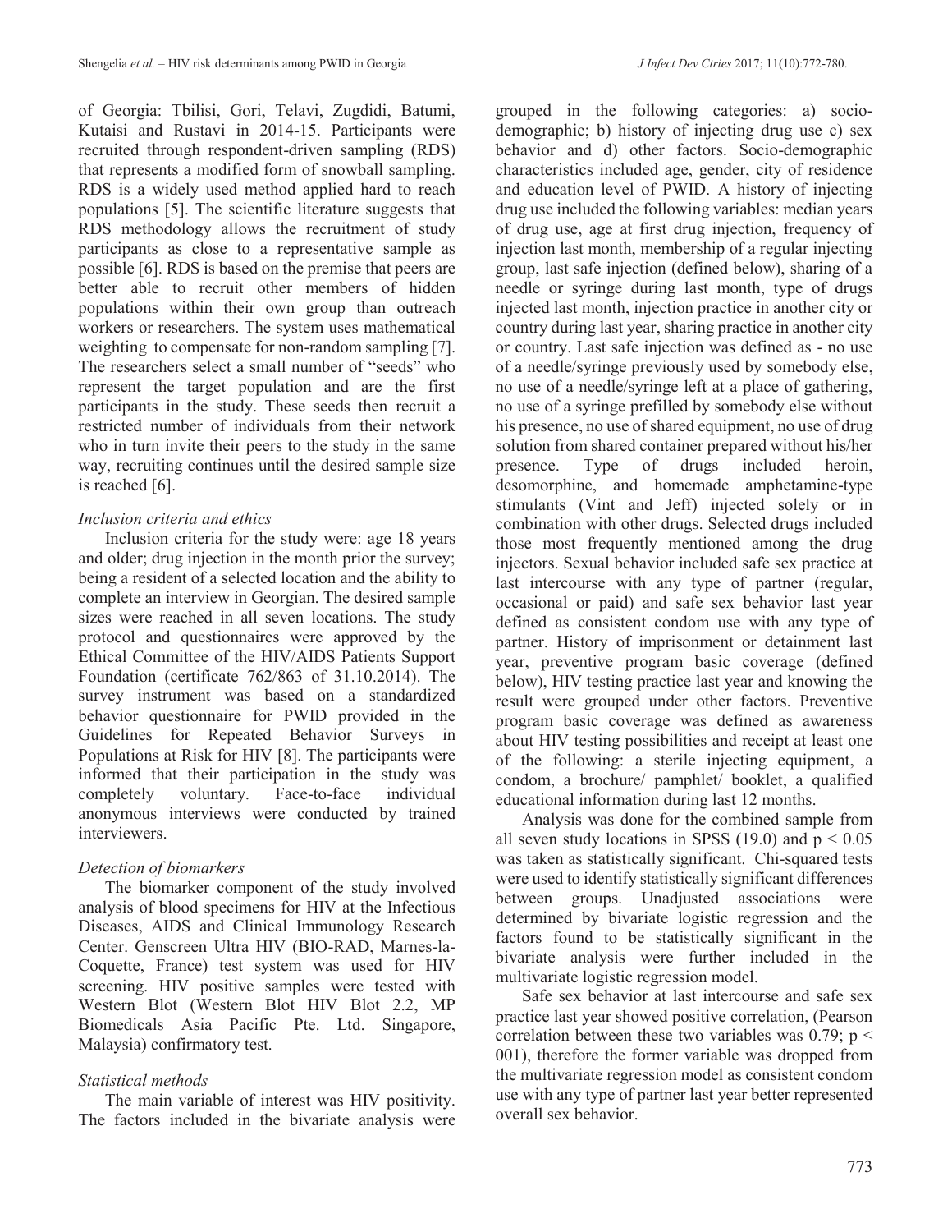of Georgia: Tbilisi, Gori, Telavi, Zugdidi, Batumi, Kutaisi and Rustavi in 2014-15. Participants were recruited through respondent-driven sampling (RDS) that represents a modified form of snowball sampling. RDS is a widely used method applied hard to reach populations [5]. The scientific literature suggests that RDS methodology allows the recruitment of study participants as close to a representative sample as possible [6]. RDS is based on the premise that peers are better able to recruit other members of hidden populations within their own group than outreach workers or researchers. The system uses mathematical weighting to compensate for non-random sampling [7]. The researchers select a small number of "seeds" who represent the target population and are the first participants in the study. These seeds then recruit a restricted number of individuals from their network who in turn invite their peers to the study in the same way, recruiting continues until the desired sample size is reached [6].

### *Inclusion criteria and ethics*

Inclusion criteria for the study were: age 18 years and older; drug injection in the month prior the survey; being a resident of a selected location and the ability to complete an interview in Georgian. The desired sample sizes were reached in all seven locations. The study protocol and questionnaires were approved by the Ethical Committee of the HIV/AIDS Patients Support Foundation (certificate 762/863 of 31.10.2014). The survey instrument was based on a standardized behavior questionnaire for PWID provided in the Guidelines for Repeated Behavior Surveys in Populations at Risk for HIV [8]. The participants were informed that their participation in the study was completely voluntary. Face-to-face individual anonymous interviews were conducted by trained interviewers.

### *Detection of biomarkers*

The biomarker component of the study involved analysis of blood specimens for HIV at the Infectious Diseases, AIDS and Clinical Immunology Research Center. Genscreen Ultra HIV (BIO-RAD, Marnes-la-Coquette, France) test system was used for HIV screening. HIV positive samples were tested with Western Blot (Western Blot HIV Blot 2.2, MP Biomedicals Asia Pacific Pte. Ltd. Singapore, Malaysia) confirmatory test.

### *Statistical methods*

The main variable of interest was HIV positivity. The factors included in the bivariate analysis were grouped in the following categories: a) socio-demographic; b) history of injecting drug use c) sex behavior and d) other factors. Socio-demographic characteristics included age, gender, city of residence and education level of PWID. A history of injecting drug use included the following variables: median years of drug use, age at first drug injection, frequency of injection last month, membership of a regular injecting group, last safe injection (defined below), sharing of a needle or syringe during last month, type of drugs injected last month, injection practice in another city or country during last year, sharing practice in another city or country. Last safe injection was defined as - no use of a needle/syringe previously used by somebody else, no use of a needle/syringe left at a place of gathering, no use of a syringe prefilled by somebody else without his presence, no use of shared equipment, no use of drug solution from shared container prepared without his/her presence. Type of drugs included heroin, desomorphine, and homemade amphetamine-type stimulants (Vint and Jeff) injected solely or in combination with other drugs. Selected drugs included those most frequently mentioned among the drug injectors. Sexual behavior included safe sex practice at last intercourse with any type of partner (regular, occasional or paid) and safe sex behavior last year defined as consistent condom use with any type of partner. History of imprisonment or detainment last year, preventive program basic coverage (defined below), HIV testing practice last year and knowing the result were grouped under other factors. Preventive program basic coverage was defined as awareness about HIV testing possibilities and receipt at least one of the following: a sterile injecting equipment, a condom, a brochure/ pamphlet/ booklet, a qualified educational information during last 12 months.

Analysis was done for the combined sample from all seven study locations in SPSS (19.0) and $p < 0.05$ was taken as statistically significant. Chi-squared tests were used to identify statistically significant differences between groups. Unadjusted associations were determined by bivariate logistic regression and the factors found to be statistically significant in the bivariate analysis were further included in the multivariate logistic regression model.

Safe sex behavior at last intercourse and safe sex practice last year showed positive correlation, (Pearson correlation between these two variables was 0.79; $p <$ 001), therefore the former variable was dropped from the multivariate regression model as consistent condom use with any type of partner last year better represented overall sex behavior.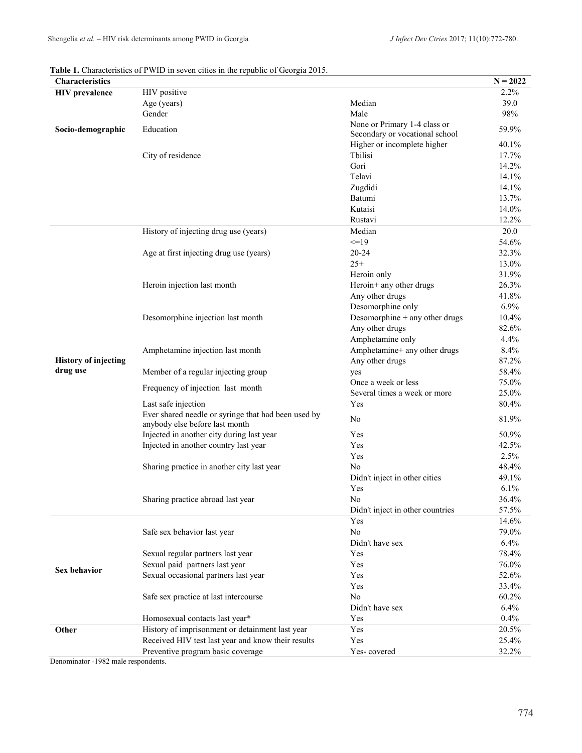**Table 1.** Characteristics of PWID in seven cities in the republic of Georgia 2015.

| Characteristics | | | N = 2022 |
|---|---|---|---|
| **HIV prevalence** | HIV positive | | 2.2% |
| **Socio-demographic** | Age (years) | Median | 39.0 |
| | Gender | Male | 98% |
| | Education | None or Primary 1-4 class or Secondary or vocational school | 59.9% |
| | | Higher or incomplete higher | 40.1% |
| | City of residence | Tbilisi | 17.7% |
| | | Gori | 14.2% |
| | | Telavi | 14.1% |
| | | Zugdidi | 14.1% |
| | | Batumi | 13.7% |
| | | Kutaisi | 14.0% |
| | | Rustavi | 12.2% |
| **History of injecting drug use** | History of injecting drug use (years) | Median | 20.0 |
| | Age at first injecting drug use (years) | <=19 | 54.6% |
| | | 20-24 | 32.3% |
| | | 25+ | 13.0% |
| | Heroin injection last month | Heroin only | 31.9% |
| | | Heroin+ any other drugs | 26.3% |
| | | Any other drugs | 41.8% |
| | Desomorphine injection last month | Desomorphine only | 6.9% |
| | | Desomorphine + any other drugs | 10.4% |
| | | Any other drugs | 82.6% |
| | Amphetamine injection last month | Amphetamine only | 4.4% |
| | | Amphetamine+ any other drugs | 8.4% |
| | | Any other drugs | 87.2% |
| | Member of a regular injecting group | yes | 58.4% |
| | Frequency of injection last month | Once a week or less | 75.0% |
| | | Several times a week or more | 25.0% |
| | Last safe injection | Yes | 80.4% |
| | Ever shared needle or syringe that had been used by anybody else before last month | No | 81.9% |
| | Injected in another city during last year | Yes | 50.9% |
| | Injected in another country last year | Yes | 42.5% |
| | Sharing practice in another city last year | Yes | 2.5% |
| | | No | 48.4% |
| | | Didn't inject in other cities | 49.1% |
| | Sharing practice abroad last year | Yes | 6.1% |
| | | No | 36.4% |
| | | Didn't inject in other countries | 57.5% |
| **Sex behavior** | Safe sex behavior last year | Yes | 14.6% |
| | | No | 79.0% |
| | | Didn't have sex | 6.4% |
| | Sexual regular partners last year | Yes | 78.4% |
| | Sexual paid partners last year | Yes | 76.0% |
| | Sexual occasional partners last year | Yes | 52.6% |
| | Safe sex practice at last intercourse | Yes | 33.4% |
| | | No | 60.2% |
| | | Didn't have sex | 6.4% |
| | Homosexual contacts last year* | Yes | 0.4% |
| **Other** | History of imprisonment or detainment last year | Yes | 20.5% |
| | Received HIV test last year and know their results | Yes | 25.4% |
| | Preventive program basic coverage | Yes- covered | 32.2% |

Denominator -1982 male respondents.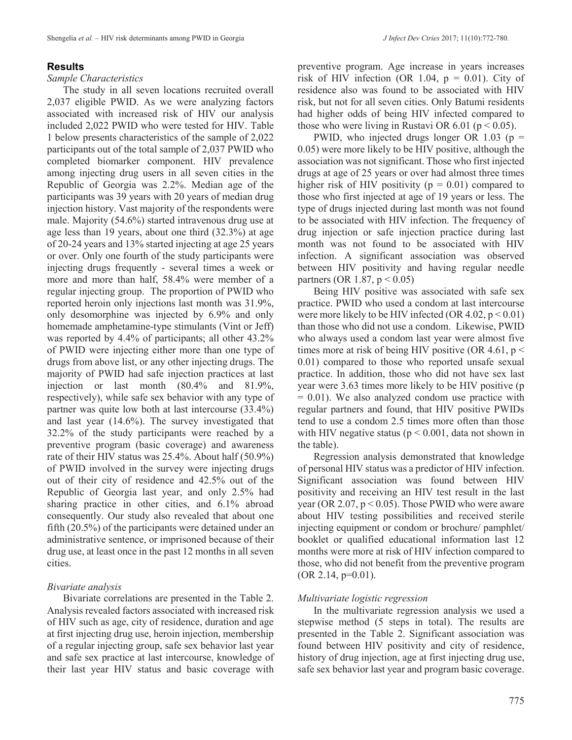## Results

*Sample Characteristics*

The study in all seven locations recruited overall 2,037 eligible PWID. As we were analyzing factors associated with increased risk of HIV our analysis included 2,022 PWID who were tested for HIV. Table 1 below presents characteristics of the sample of 2,022 participants out of the total sample of 2,037 PWID who completed biomarker component. HIV prevalence among injecting drug users in all seven cities in the Republic of Georgia was 2.2%. Median age of the participants was 39 years with 20 years of median drug injection history. Vast majority of the respondents were male. Majority (54.6%) started intravenous drug use at age less than 19 years, about one third (32.3%) at age of 20-24 years and 13% started injecting at age 25 years or over. Only one fourth of the study participants were injecting drugs frequently - several times a week or more and more than half, 58.4% were member of a regular injecting group. The proportion of PWID who reported heroin only injections last month was 31.9%, only desomorphine was injected by 6.9% and only homemade amphetamine-type stimulants (Vint or Jeff) was reported by 4.4% of participants; all other 43.2% of PWID were injecting either more than one type of drugs from above list, or any other injecting drugs. The majority of PWID had safe injection practices at last injection or last month (80.4% and 81.9%, respectively), while safe sex behavior with any type of partner was quite low both at last intercourse (33.4%) and last year (14.6%). The survey investigated that 32.2% of the study participants were reached by a preventive program (basic coverage) and awareness rate of their HIV status was 25.4%. About half (50.9%) of PWID involved in the survey were injecting drugs out of their city of residence and 42.5% out of the Republic of Georgia last year, and only 2.5% had sharing practice in other cities, and 6.1% abroad consequently. Our study also revealed that about one fifth (20.5%) of the participants were detained under an administrative sentence, or imprisoned because of their drug use, at least once in the past 12 months in all seven cities.

*Bivariate analysis*

Bivariate correlations are presented in the Table 2. Analysis revealed factors associated with increased risk of HIV such as age, city of residence, duration and age at first injecting drug use, heroin injection, membership of a regular injecting group, safe sex behavior last year and safe sex practice at last intercourse, knowledge of their last year HIV status and basic coverage with preventive program. Age increase in years increases risk of HIV infection (OR 1.04, $p = 0.01$). City of residence also was found to be associated with HIV risk, but not for all seven cities. Only Batumi residents had higher odds of being HIV infected compared to those who were living in Rustavi OR 6.01 ($p < 0.05$).

PWID, who injected drugs longer OR 1.03 ($p = 0.05$) were more likely to be HIV positive, although the association was not significant. Those who first injected drugs at age of 25 years or over had almost three times higher risk of HIV positivity ($p = 0.01$) compared to those who first injected at age of 19 years or less. The type of drugs injected during last month was not found to be associated with HIV infection. The frequency of drug injection or safe injection practice during last month was not found to be associated with HIV infection. A significant association was observed between HIV positivity and having regular needle partners (OR 1.87, $p < 0.05$)

Being HIV positive was associated with safe sex practice. PWID who used a condom at last intercourse were more likely to be HIV infected (OR 4.02, $p < 0.01$) than those who did not use a condom. Likewise, PWID who always used a condom last year were almost five times more at risk of being HIV positive (OR 4.61, $p < 0.01$) compared to those who reported unsafe sexual practice. In addition, those who did not have sex last year were 3.63 times more likely to be HIV positive ($p = 0.01$). We also analyzed condom use practice with regular partners and found, that HIV positive PWIDs tend to use a condom 2.5 times more often than those with HIV negative status ($p < 0.001$, data not shown in the table).

Regression analysis demonstrated that knowledge of personal HIV status was a predictor of HIV infection. Significant association was found between HIV positivity and receiving an HIV test result in the last year (OR 2.07, $p < 0.05$). Those PWID who were aware about HIV testing possibilities and received sterile injecting equipment or condom or brochure/ pamphlet/ booklet or qualified educational information last 12 months were more at risk of HIV infection compared to those, who did not benefit from the preventive program (OR 2.14, $p=0.01$).

*Multivariate logistic regression*

In the multivariate regression analysis we used a stepwise method (5 steps in total). The results are presented in the Table 2. Significant association was found between HIV positivity and city of residence, history of drug injection, age at first injecting drug use, safe sex behavior last year and program basic coverage.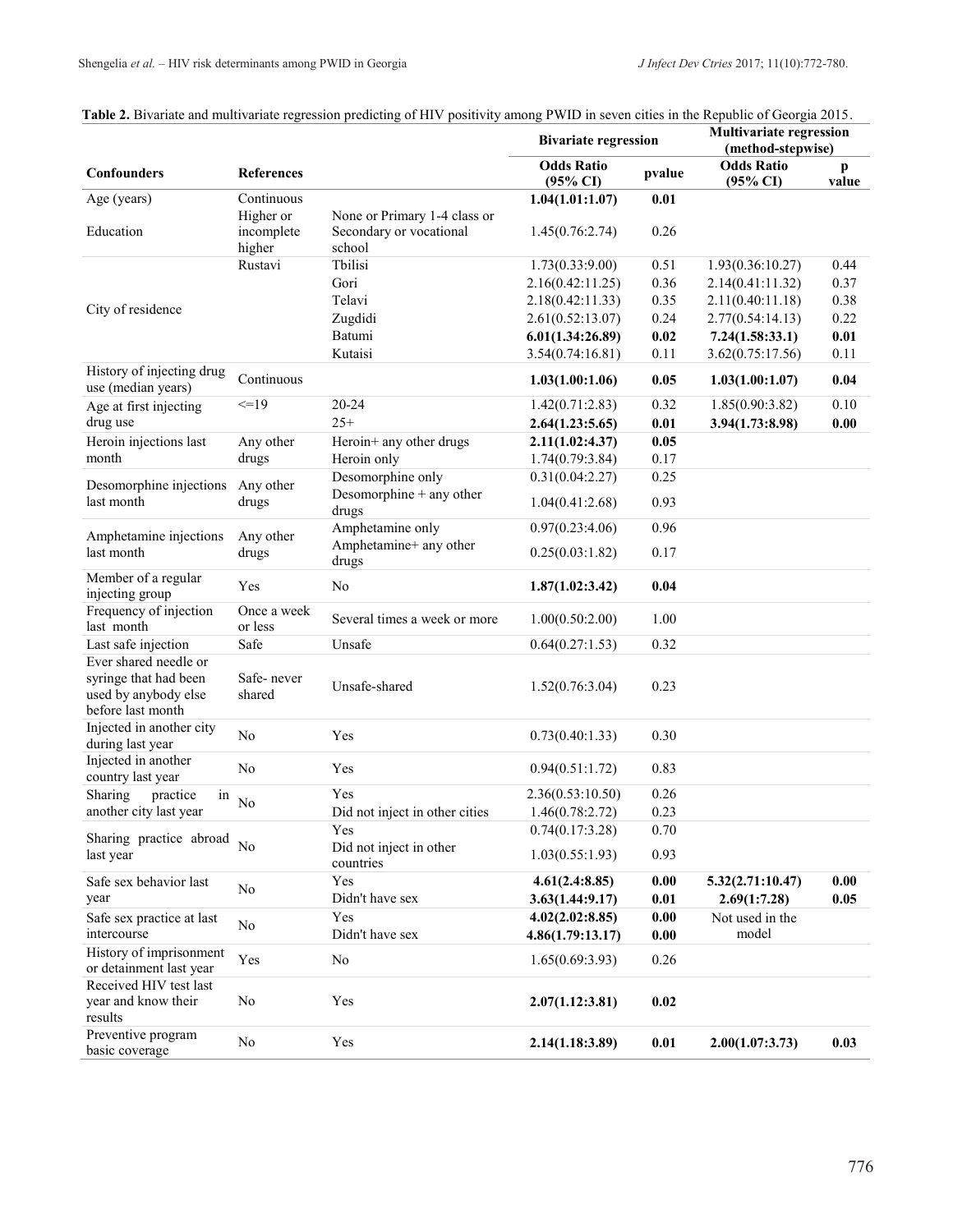**Table 2.** Bivariate and multivariate regression predicting of HIV positivity among PWID in seven cities in the Republic of Georgia 2015.

| Confounders | References | | Bivariate regression | | Multivariate regression (method-stepwise) | |
|---|---|---|---|---|---|---|
| | | | **Odds Ratio (95% CI)** | **pvalue** | **Odds Ratio (95% CI)** | **p value** |
| Age (years) | Continuous | | **1.04(1.01:1.07)** | **0.01** | | |
| Education | Higher or incomplete higher | None or Primary 1-4 class or Secondary or vocational school | 1.45(0.76:2.74) | 0.26 | | |
| City of residence | Rustavi | Tbilisi | 1.73(0.33:9.00) | 0.51 | 1.93(0.36:10.27) | 0.44 |
| | | Gori | 2.16(0.42:11.25) | 0.36 | 2.14(0.41:11.32) | 0.37 |
| | | Telavi | 2.18(0.42:11.33) | 0.35 | 2.11(0.40:11.18) | 0.38 |
| | | Zugdidi | 2.61(0.52:13.07) | 0.24 | 2.77(0.54:14.13) | 0.22 |
| | | Batumi | **6.01(1.34:26.89)** | **0.02** | **7.24(1.58:33.1)** | **0.01** |
| | | Kutaisi | 3.54(0.74:16.81) | 0.11 | 3.62(0.75:17.56) | 0.11 |
| History of injecting drug use (median years) | Continuous | | **1.03(1.00:1.06)** | **0.05** | **1.03(1.00:1.07)** | **0.04** |
| Age at first injecting drug use | <=19 | 20-24 | 1.42(0.71:2.83) | 0.32 | 1.85(0.90:3.82) | 0.10 |
| | | 25+ | **2.64(1.23:5.65)** | **0.01** | **3.94(1.73:8.98)** | **0.00** |
| Heroin injections last month | Any other drugs | Heroin+ any other drugs | **2.11(1.02:4.37)** | **0.05** | | |
| | | Heroin only | 1.74(0.79:3.84) | 0.17 | | |
| Desomorphine injections last month | Any other drugs | Desomorphine only | 0.31(0.04:2.27) | 0.25 | | |
| | | Desomorphine + any other drugs | 1.04(0.41:2.68) | 0.93 | | |
| Amphetamine injections last month | Any other drugs | Amphetamine only | 0.97(0.23:4.06) | 0.96 | | |
| | | Amphetamine+ any other drugs | 0.25(0.03:1.82) | 0.17 | | |
| Member of a regular injecting group | Yes | No | **1.87(1.02:3.42)** | **0.04** | | |
| Frequency of injection last month | Once a week or less | Several times a week or more | 1.00(0.50:2.00) | 1.00 | | |
| Last safe injection | Safe | Unsafe | 0.64(0.27:1.53) | 0.32 | | |
| Ever shared needle or syringe that had been used by anybody else before last month | Safe- never shared | Unsafe-shared | 1.52(0.76:3.04) | 0.23 | | |
| Injected in another city during last year | No | Yes | 0.73(0.40:1.33) | 0.30 | | |
| Injected in another country last year | No | Yes | 0.94(0.51:1.72) | 0.83 | | |
| Sharing practice in another city last year | No | Yes | 2.36(0.53:10.50) | 0.26 | | |
| | | Did not inject in other cities | 1.46(0.78:2.72) | 0.23 | | |
| Sharing practice abroad last year | No | Yes | 0.74(0.17:3.28) | 0.70 | | |
| | | Did not inject in other countries | 1.03(0.55:1.93) | 0.93 | | |
| Safe sex behavior last year | No | Yes | **4.61(2.4:8.85)** | **0.00** | **5.32(2.71:10.47)** | **0.00** |
| | | Didn't have sex | **3.63(1.44:9.17)** | **0.01** | **2.69(1:7.28)** | **0.05** |
| Safe sex practice at last intercourse | No | Yes | **4.02(2.02:8.85)** | **0.00** | Not used in the model | |
| | | Didn't have sex | **4.86(1.79:13.17)** | **0.00** | | |
| History of imprisonment or detainment last year | Yes | No | 1.65(0.69:3.93) | 0.26 | | |
| Received HIV test last year and know their results | No | Yes | **2.07(1.12:3.81)** | **0.02** | | |
| Preventive program basic coverage | No | Yes | **2.14(1.18:3.89)** | **0.01** | **2.00(1.07:3.73)** | **0.03** |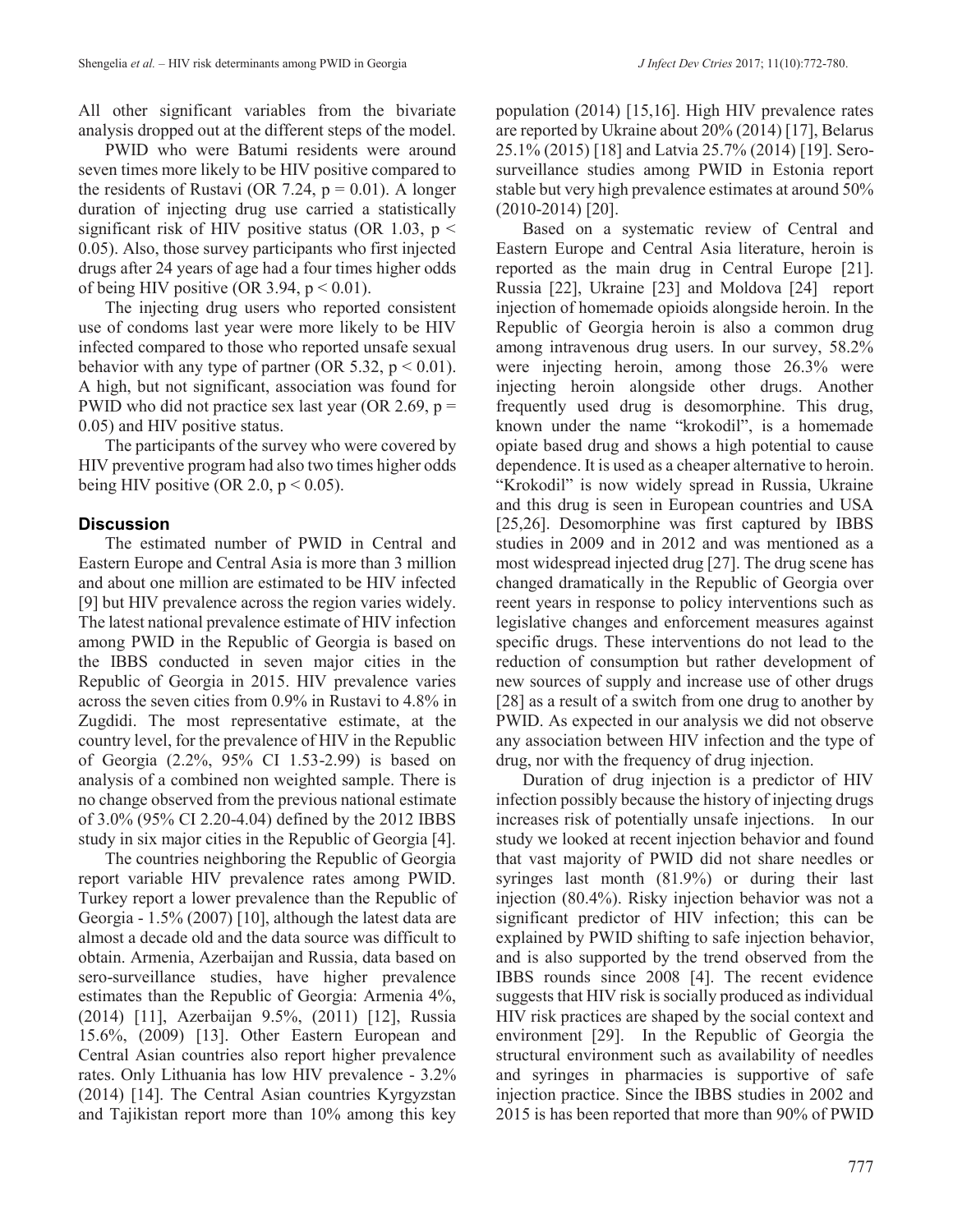All other significant variables from the bivariate analysis dropped out at the different steps of the model.

PWID who were Batumi residents were around seven times more likely to be HIV positive compared to the residents of Rustavi (OR 7.24, $p = 0.01$). A longer duration of injecting drug use carried a statistically significant risk of HIV positive status (OR 1.03, $p < 0.05$). Also, those survey participants who first injected drugs after 24 years of age had a four times higher odds of being HIV positive (OR 3.94, $p < 0.01$).

The injecting drug users who reported consistent use of condoms last year were more likely to be HIV infected compared to those who reported unsafe sexual behavior with any type of partner (OR 5.32, $p < 0.01$). A high, but not significant, association was found for PWID who did not practice sex last year (OR 2.69, $p = 0.05$) and HIV positive status.

The participants of the survey who were covered by HIV preventive program had also two times higher odds being HIV positive (OR 2.0, $p < 0.05$).

## Discussion

The estimated number of PWID in Central and Eastern Europe and Central Asia is more than 3 million and about one million are estimated to be HIV infected [9] but HIV prevalence across the region varies widely. The latest national prevalence estimate of HIV infection among PWID in the Republic of Georgia is based on the IBBS conducted in seven major cities in the Republic of Georgia in 2015. HIV prevalence varies across the seven cities from 0.9% in Rustavi to 4.8% in Zugdidi. The most representative estimate, at the country level, for the prevalence of HIV in the Republic of Georgia (2.2%, 95% CI 1.53-2.99) is based on analysis of a combined non weighted sample. There is no change observed from the previous national estimate of 3.0% (95% CI 2.20-4.04) defined by the 2012 IBBS study in six major cities in the Republic of Georgia [4].

The countries neighboring the Republic of Georgia report variable HIV prevalence rates among PWID. Turkey report a lower prevalence than the Republic of Georgia - 1.5% (2007) [10], although the latest data are almost a decade old and the data source was difficult to obtain. Armenia, Azerbaijan and Russia, data based on sero-surveillance studies, have higher prevalence estimates than the Republic of Georgia: Armenia 4%, (2014) [11], Azerbaijan 9.5%, (2011) [12], Russia 15.6%, (2009) [13]. Other Eastern European and Central Asian countries also report higher prevalence rates. Only Lithuania has low HIV prevalence - 3.2% (2014) [14]. The Central Asian countries Kyrgyzstan and Tajikistan report more than 10% among this key population (2014) [15,16]. High HIV prevalence rates are reported by Ukraine about 20% (2014) [17], Belarus 25.1% (2015) [18] and Latvia 25.7% (2014) [19]. Sero-surveillance studies among PWID in Estonia report stable but very high prevalence estimates at around 50% (2010-2014) [20].

Based on a systematic review of Central and Eastern Europe and Central Asia literature, heroin is reported as the main drug in Central Europe [21]. Russia [22], Ukraine [23] and Moldova [24] report injection of homemade opioids alongside heroin. In the Republic of Georgia heroin is also a common drug among intravenous drug users. In our survey, 58.2% were injecting heroin, among those 26.3% were injecting heroin alongside other drugs. Another frequently used drug is desomorphine. This drug, known under the name "krokodil", is a homemade opiate based drug and shows a high potential to cause dependence. It is used as a cheaper alternative to heroin. "Krokodil" is now widely spread in Russia, Ukraine and this drug is seen in European countries and USA [25,26]. Desomorphine was first captured by IBBS studies in 2009 and in 2012 and was mentioned as a most widespread injected drug [27]. The drug scene has changed dramatically in the Republic of Georgia over recent years in response to policy interventions such as legislative changes and enforcement measures against specific drugs. These interventions do not lead to the reduction of consumption but rather development of new sources of supply and increase use of other drugs [28] as a result of a switch from one drug to another by PWID. As expected in our analysis we did not observe any association between HIV infection and the type of drug, nor with the frequency of drug injection.

Duration of drug injection is a predictor of HIV infection possibly because the history of injecting drugs increases risk of potentially unsafe injections. In our study we looked at recent injection behavior and found that vast majority of PWID did not share needles or syringes last month (81.9%) or during their last injection (80.4%). Risky injection behavior was not a significant predictor of HIV infection; this can be explained by PWID shifting to safe injection behavior, and is also supported by the trend observed from the IBBS rounds since 2008 [4]. The recent evidence suggests that HIV risk is socially produced as individual HIV risk practices are shaped by the social context and environment [29]. In the Republic of Georgia the structural environment such as availability of needles and syringes in pharmacies is supportive of safe injection practice. Since the IBBS studies in 2002 and 2015 is has been reported that more than 90% of PWID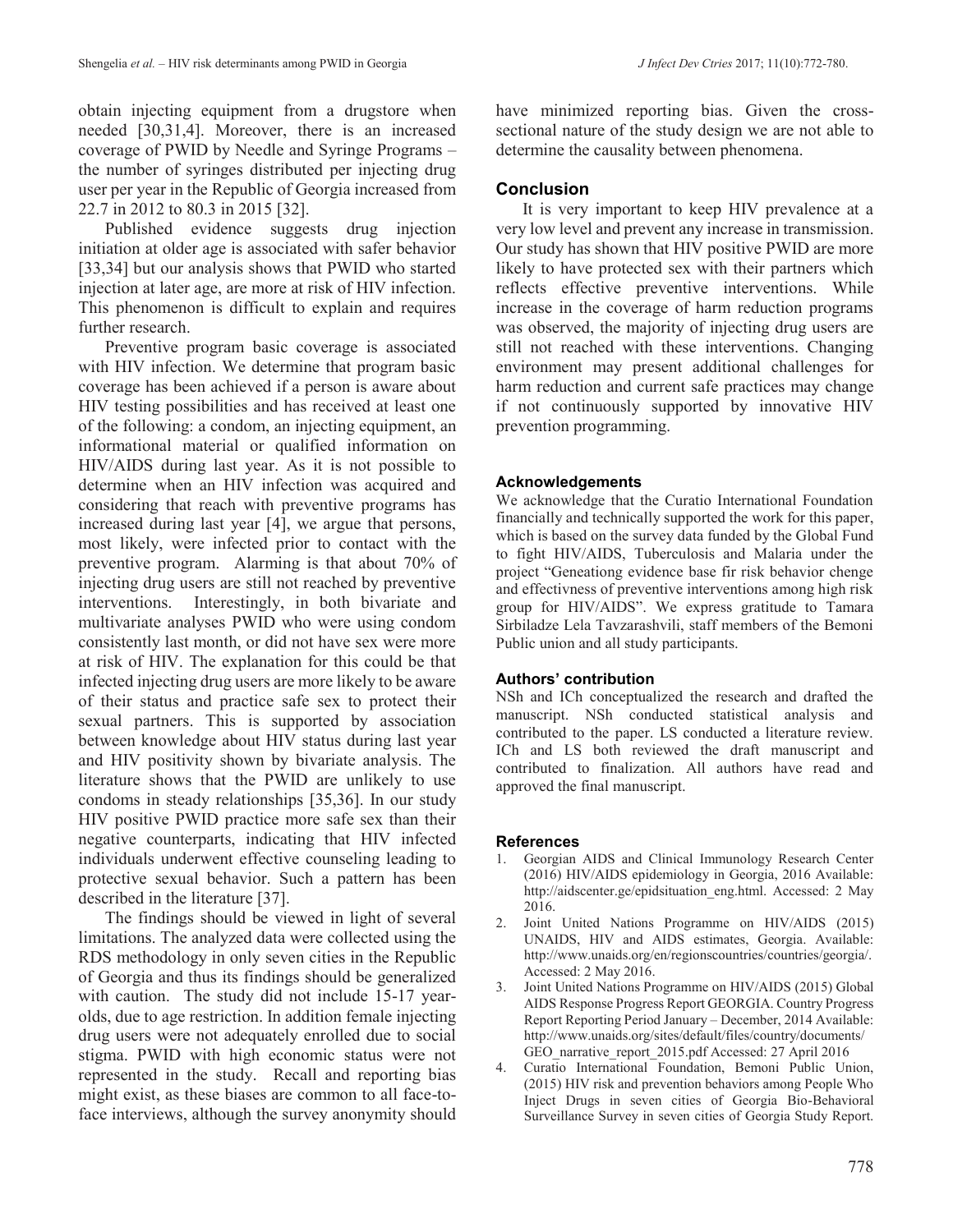obtain injecting equipment from a drugstore when needed [30,31,4]. Moreover, there is an increased coverage of PWID by Needle and Syringe Programs – the number of syringes distributed per injecting drug user per year in the Republic of Georgia increased from 22.7 in 2012 to 80.3 in 2015 [32].

Published evidence suggests drug injection initiation at older age is associated with safer behavior [33,34] but our analysis shows that PWID who started injection at later age, are more at risk of HIV infection. This phenomenon is difficult to explain and requires further research.

Preventive program basic coverage is associated with HIV infection. We determine that program basic coverage has been achieved if a person is aware about HIV testing possibilities and has received at least one of the following: a condom, an injecting equipment, an informational material or qualified information on HIV/AIDS during last year. As it is not possible to determine when an HIV infection was acquired and considering that reach with preventive programs has increased during last year [4], we argue that persons, most likely, were infected prior to contact with the preventive program. Alarming is that about 70% of injecting drug users are still not reached by preventive interventions. Interestingly, in both bivariate and multivariate analyses PWID who were using condom consistently last month, or did not have sex were more at risk of HIV. The explanation for this could be that infected injecting drug users are more likely to be aware of their status and practice safe sex to protect their sexual partners. This is supported by association between knowledge about HIV status during last year and HIV positivity shown by bivariate analysis. The literature shows that the PWID are unlikely to use condoms in steady relationships [35,36]. In our study HIV positive PWID practice more safe sex than their negative counterparts, indicating that HIV infected individuals underwent effective counseling leading to protective sexual behavior. Such a pattern has been described in the literature [37].

The findings should be viewed in light of several limitations. The analyzed data were collected using the RDS methodology in only seven cities in the Republic of Georgia and thus its findings should be generalized with caution. The study did not include 15-17 year-olds, due to age restriction. In addition female injecting drug users were not adequately enrolled due to social stigma. PWID with high economic status were not represented in the study. Recall and reporting bias might exist, as these biases are common to all face-to-face interviews, although the survey anonymity should have minimized reporting bias. Given the cross-sectional nature of the study design we are not able to determine the causality between phenomena.

## Conclusion

It is very important to keep HIV prevalence at a very low level and prevent any increase in transmission. Our study has shown that HIV positive PWID are more likely to have protected sex with their partners which reflects effective preventive interventions. While increase in the coverage of harm reduction programs was observed, the majority of injecting drug users are still not reached with these interventions. Changing environment may present additional challenges for harm reduction and current safe practices may change if not continuously supported by innovative HIV prevention programming.

### Acknowledgements

We acknowledge that the Curatio International Foundation financially and technically supported the work for this paper, which is based on the survey data funded by the Global Fund to fight HIV/AIDS, Tuberculosis and Malaria under the project "Geneationg evidence base fir risk behavior chenge and effectivness of preventive interventions among high risk group for HIV/AIDS". We express gratitude to Tamara Sirbiladze Lela Tavzarashvili, staff members of the Bemoni Public union and all study participants.

### Authors' contribution

NSh and ICh conceptualized the research and drafted the manuscript. NSh conducted statistical analysis and contributed to the paper. LS conducted a literature review. ICh and LS both reviewed the draft manuscript and contributed to finalization. All authors have read and approved the final manuscript.

### References

1. Georgian AIDS and Clinical Immunology Research Center (2016) HIV/AIDS epidemiology in Georgia, 2016 Available: http://aidscenter.ge/epidsituation_eng.html. Accessed: 2 May 2016.
2. Joint United Nations Programme on HIV/AIDS (2015) UNAIDS, HIV and AIDS estimates, Georgia. Available: http://www.unaids.org/en/regionscountries/countries/georgia/. Accessed: 2 May 2016.
3. Joint United Nations Programme on HIV/AIDS (2015) Global AIDS Response Progress Report GEORGIA. Country Progress Report Reporting Period January – December, 2014 Available: http://www.unaids.org/sites/default/files/country/documents/GEO_narrative_report_2015.pdf Accessed: 27 April 2016
4. Curatio International Foundation, Bemoni Public Union, (2015) HIV risk and prevention behaviors among People Who Inject Drugs in seven cities of Georgia Bio-Behavioral Surveillance Survey in seven cities of Georgia Study Report.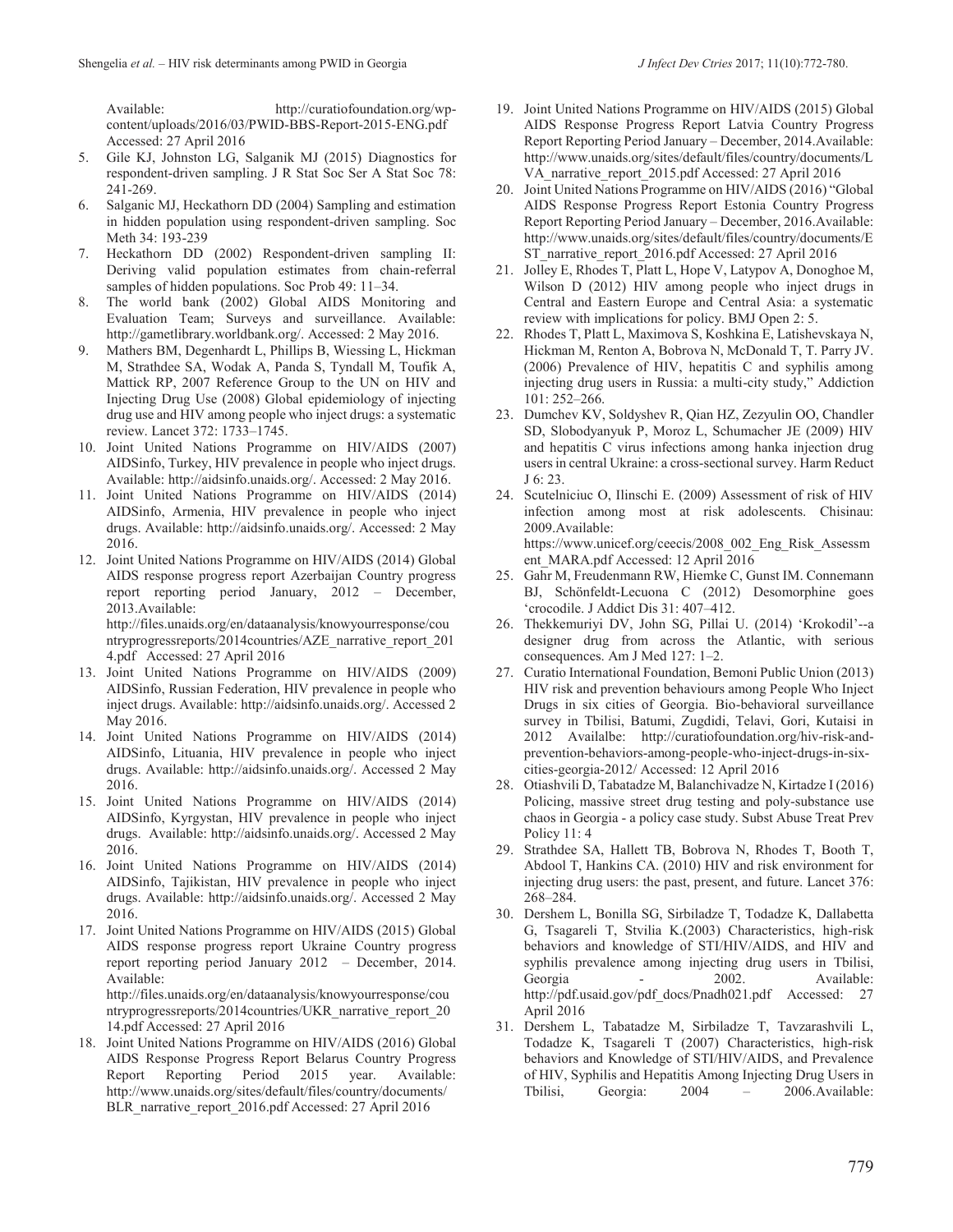Available: http://curatiofoundation.org/wp-content/uploads/2016/03/PWID-BBS-Report-2015-ENG.pdf Accessed: 27 April 2016

5. Gile KJ, Johnston LG, Salganik MJ (2015) Diagnostics for respondent-driven sampling. J R Stat Soc Ser A Stat Soc 78: 241-269.
6. Salganic MJ, Heckathorn DD (2004) Sampling and estimation in hidden population using respondent-driven sampling. Soc Meth 34: 193-239
7. Heckathorn DD (2002) Respondent-driven sampling II: Deriving valid population estimates from chain-referral samples of hidden populations. Soc Prob 49: 11–34.
8. The world bank (2002) Global AIDS Monitoring and Evaluation Team; Surveys and surveillance. Available: http://gametlibrary.worldbank.org/. Accessed: 2 May 2016.
9. Mathers BM, Degenhardt L, Phillips B, Wiessing L, Hickman M, Strathdee SA, Wodak A, Panda S, Tyndall M, Toufik A, Mattick RP, 2007 Reference Group to the UN on HIV and Injecting Drug Use (2008) Global epidemiology of injecting drug use and HIV among people who inject drugs: a systematic review. Lancet 372: 1733–1745.
10. Joint United Nations Programme on HIV/AIDS (2007) AIDSinfo, Turkey, HIV prevalence in people who inject drugs. Available: http://aidsinfo.unaids.org/. Accessed: 2 May 2016.
11. Joint United Nations Programme on HIV/AIDS (2014) AIDSinfo, Armenia, HIV prevalence in people who inject drugs. Available: http://aidsinfo.unaids.org/. Accessed: 2 May 2016.
12. Joint United Nations Programme on HIV/AIDS (2014) Global AIDS response progress report Azerbaijan Country progress report reporting period January, 2012 – December, 2013.Available: http://files.unaids.org/en/dataanalysis/knowyourresponse/countryprogressreports/2014countries/AZE_narrative_report_2014.pdf Accessed: 27 April 2016
13. Joint United Nations Programme on HIV/AIDS (2009) AIDSinfo, Russian Federation, HIV prevalence in people who inject drugs. Available: http://aidsinfo.unaids.org/. Accessed 2 May 2016.
14. Joint United Nations Programme on HIV/AIDS (2014) AIDSinfo, Lituania, HIV prevalence in people who inject drugs. Available: http://aidsinfo.unaids.org/. Accessed 2 May 2016.
15. Joint United Nations Programme on HIV/AIDS (2014) AIDSinfo, Kyrgystan, HIV prevalence in people who inject drugs. Available: http://aidsinfo.unaids.org/. Accessed 2 May 2016.
16. Joint United Nations Programme on HIV/AIDS (2014) AIDSinfo, Tajikistan, HIV prevalence in people who inject drugs. Available: http://aidsinfo.unaids.org/. Accessed 2 May 2016.
17. Joint United Nations Programme on HIV/AIDS (2015) Global AIDS response progress report Ukraine Country progress report reporting period January 2012 – December, 2014. Available: http://files.unaids.org/en/dataanalysis/knowyourresponse/countryprogressreports/2014countries/UKR_narrative_report_2014.pdf Accessed: 27 April 2016
18. Joint United Nations Programme on HIV/AIDS (2016) Global AIDS Response Progress Report Belarus Country Progress Report Reporting Period 2015 year. Available: http://www.unaids.org/sites/default/files/country/documents/BLR_narrative_report_2016.pdf Accessed: 27 April 2016
19. Joint United Nations Programme on HIV/AIDS (2015) Global AIDS Response Progress Report Latvia Country Progress Report Reporting Period January – December, 2014.Available: http://www.unaids.org/sites/default/files/country/documents/LVA_narrative_report_2015.pdf Accessed: 27 April 2016
20. Joint United Nations Programme on HIV/AIDS (2016) "Global AIDS Response Progress Report Estonia Country Progress Report Reporting Period January – December, 2016.Available: http://www.unaids.org/sites/default/files/country/documents/EST_narrative_report_2016.pdf Accessed: 27 April 2016
21. Jolley E, Rhodes T, Platt L, Hope V, Latypov A, Donoghoe M, Wilson D (2012) HIV among people who inject drugs in Central and Eastern Europe and Central Asia: a systematic review with implications for policy. BMJ Open 2: 5.
22. Rhodes T, Platt L, Maximova S, Koshkina E, Latishevskaya N, Hickman M, Renton A, Bobrova N, McDonald T, T. Parry JV. (2006) Prevalence of HIV, hepatitis C and syphilis among injecting drug users in Russia: a multi-city study," Addiction 101: 252–266.
23. Dumchev KV, Soldyshev R, Qian HZ, Zezyulin OO, Chandler SD, Slobodyanyuk P, Moroz L, Schumacher JE (2009) HIV and hepatitis C virus infections among hanka injection drug users in central Ukraine: a cross-sectional survey. Harm Reduct J 6: 23.
24. Scutelniciuc O, Ilinschi E. (2009) Assessment of risk of HIV infection among most at risk adolescents. Chisinau: 2009.Available: https://www.unicef.org/ceecis/2008_002_Eng_Risk_Assessment_MARA.pdf Accessed: 12 April 2016
25. Gahr M, Freudenmann RW, Hiemke C, Gunst IM. Connemann BJ, Schönfeldt-Lecuona C (2012) Desomorphine goes 'crocodile. J Addict Dis 31: 407–412.
26. Thekkemuriyi DV, John SG, Pillai U. (2014) 'Krokodil'--a designer drug from across the Atlantic, with serious consequences. Am J Med 127: 1–2.
27. Curatio International Foundation, Bemoni Public Union (2013) HIV risk and prevention behaviours among People Who Inject Drugs in six cities of Georgia. Bio-behavioral surveillance survey in Tbilisi, Batumi, Zugdidi, Telavi, Gori, Kutaisi in 2012 Availalbe: http://curatiofoundation.org/hiv-risk-and-prevention-behaviors-among-people-who-inject-drugs-in-six-cities-georgia-2012/ Accessed: 12 April 2016
28. Otiashvili D, Tabatadze M, Balanchivadze N, Kirtadze I (2016) Policing, massive street drug testing and poly-substance use chaos in Georgia - a policy case study. Subst Abuse Treat Prev Policy 11: 4
29. Strathdee SA, Hallett TB, Bobrova N, Rhodes T, Booth T, Abdool T, Hankins CA. (2010) HIV and risk environment for injecting drug users: the past, present, and future. Lancet 376: 268–284.
30. Dershem L, Bonilla SG, Sirbiladze T, Todadze K, Dallabetta G, Tsagareli T, Stvilia K.(2003) Characteristics, high-risk behaviors and knowledge of STI/HIV/AIDS, and HIV and syphilis prevalence among injecting drug users in Tbilisi, Georgia - 2002. Available: http://pdf.usaid.gov/pdf_docs/Pnadh021.pdf Accessed: 27 April 2016
31. Dershem L, Tabatadze M, Sirbiladze T, Tavzarashvili L, Todadze K, Tsagareli T (2007) Characteristics, high-risk behaviors and Knowledge of STI/HIV/AIDS, and Prevalence of HIV, Syphilis and Hepatitis Among Injecting Drug Users in Tbilisi, Georgia: 2004 – 2006.Available: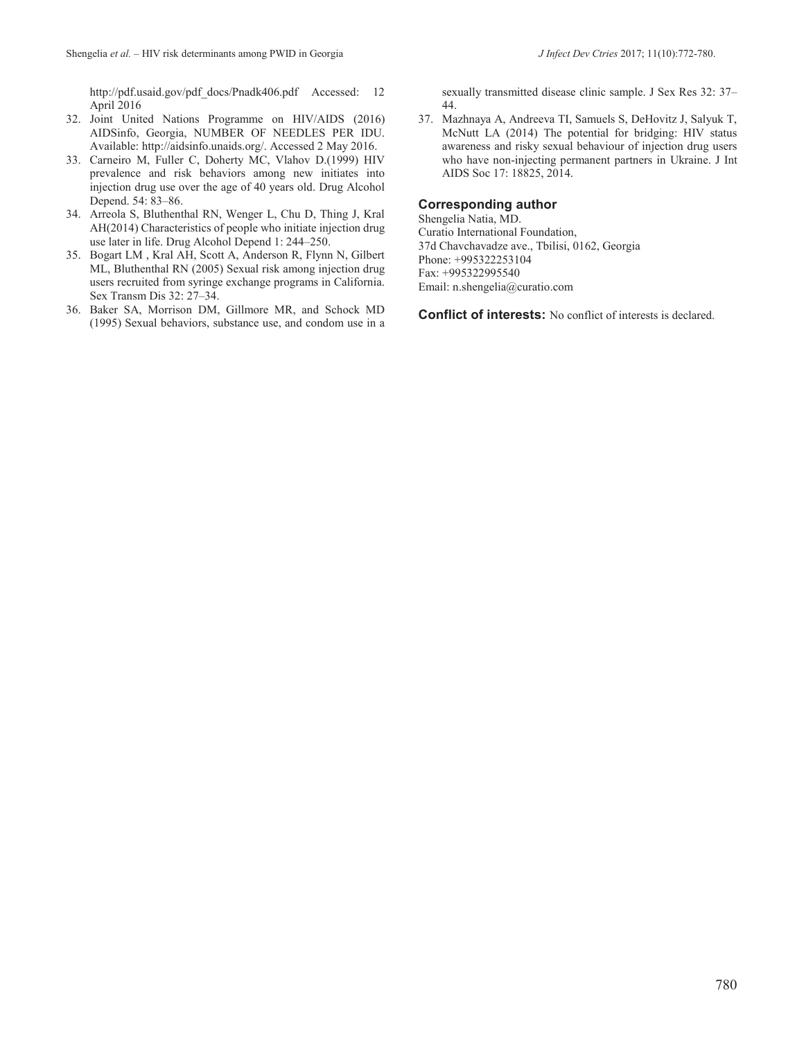http://pdf.usaid.gov/pdf_docs/Pnadk406.pdf Accessed: 12 April 2016

32. Joint United Nations Programme on HIV/AIDS (2016) AIDSinfo, Georgia, NUMBER OF NEEDLES PER IDU. Available: http://aidsinfo.unaids.org/. Accessed 2 May 2016.
33. Carneiro M, Fuller C, Doherty MC, Vlahov D.(1999) HIV prevalence and risk behaviors among new initiates into injection drug use over the age of 40 years old. Drug Alcohol Depend. 54: 83–86.
34. Arreola S, Bluthenthal RN, Wenger L, Chu D, Thing J, Kral AH(2014) Characteristics of people who initiate injection drug use later in life. Drug Alcohol Depend 1: 244–250.
35. Bogart LM , Kral AH, Scott A, Anderson R, Flynn N, Gilbert ML, Bluthenthal RN (2005) Sexual risk among injection drug users recruited from syringe exchange programs in California. Sex Transm Dis 32: 27–34.
36. Baker SA, Morrison DM, Gillmore MR, and Schock MD (1995) Sexual behaviors, substance use, and condom use in a sexually transmitted disease clinic sample. J Sex Res 32: 37–44.
37. Mazhnaya A, Andreeva TI, Samuels S, DeHovitz J, Salyuk T, McNutt LA (2014) The potential for bridging: HIV status awareness and risky sexual behaviour of injection drug users who have non-injecting permanent partners in Ukraine. J Int AIDS Soc 17: 18825, 2014.

## Corresponding author

Shengelia Natia, MD.
Curatio International Foundation,
37d Chavchavadze ave., Tbilisi, 0162, Georgia
Phone: +995322253104
Fax: +995322995540
Email: n.shengelia@curatio.com

**Conflict of interests:** No conflict of interests is declared.